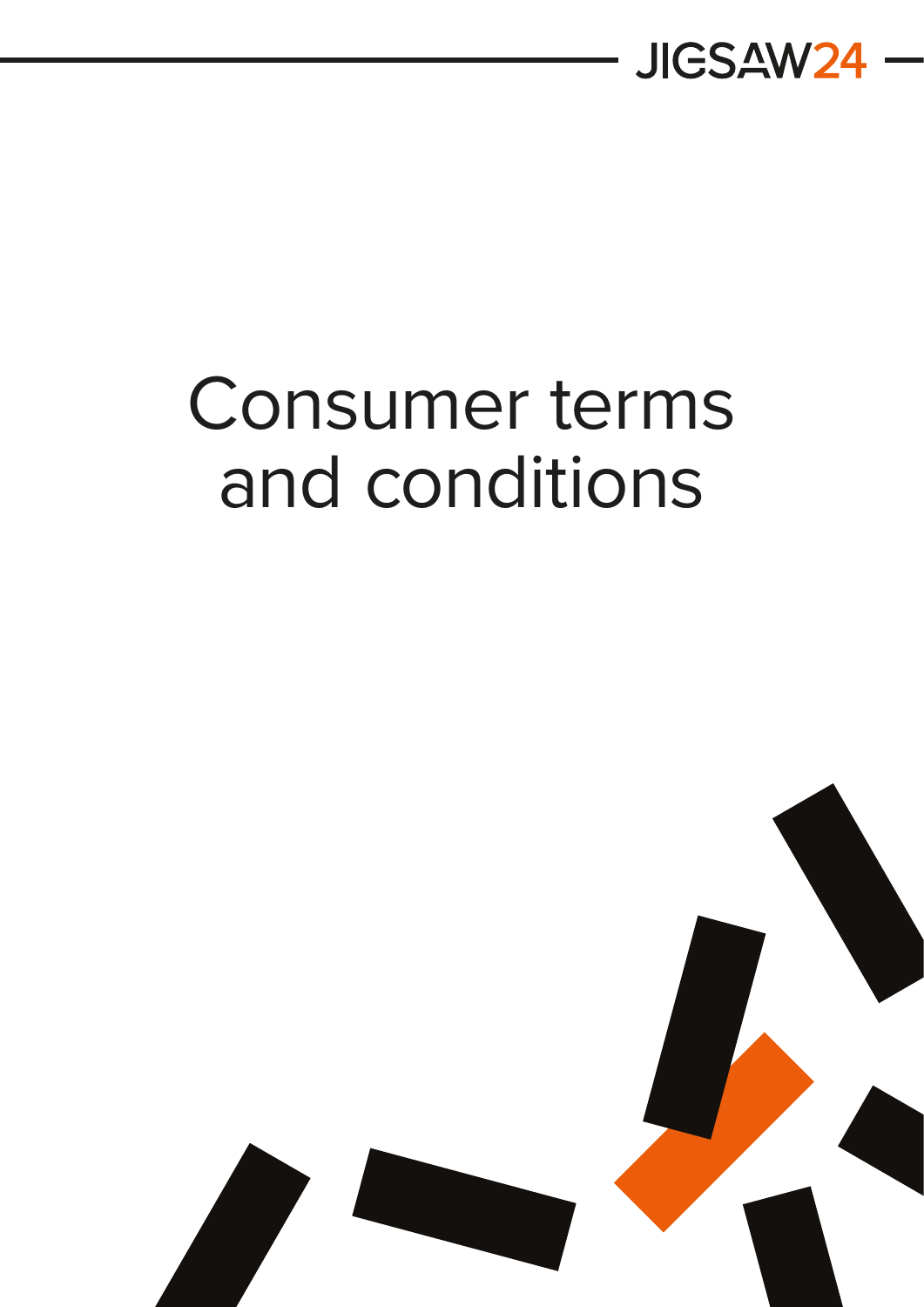JIGSAW24

# Consumer terms and conditions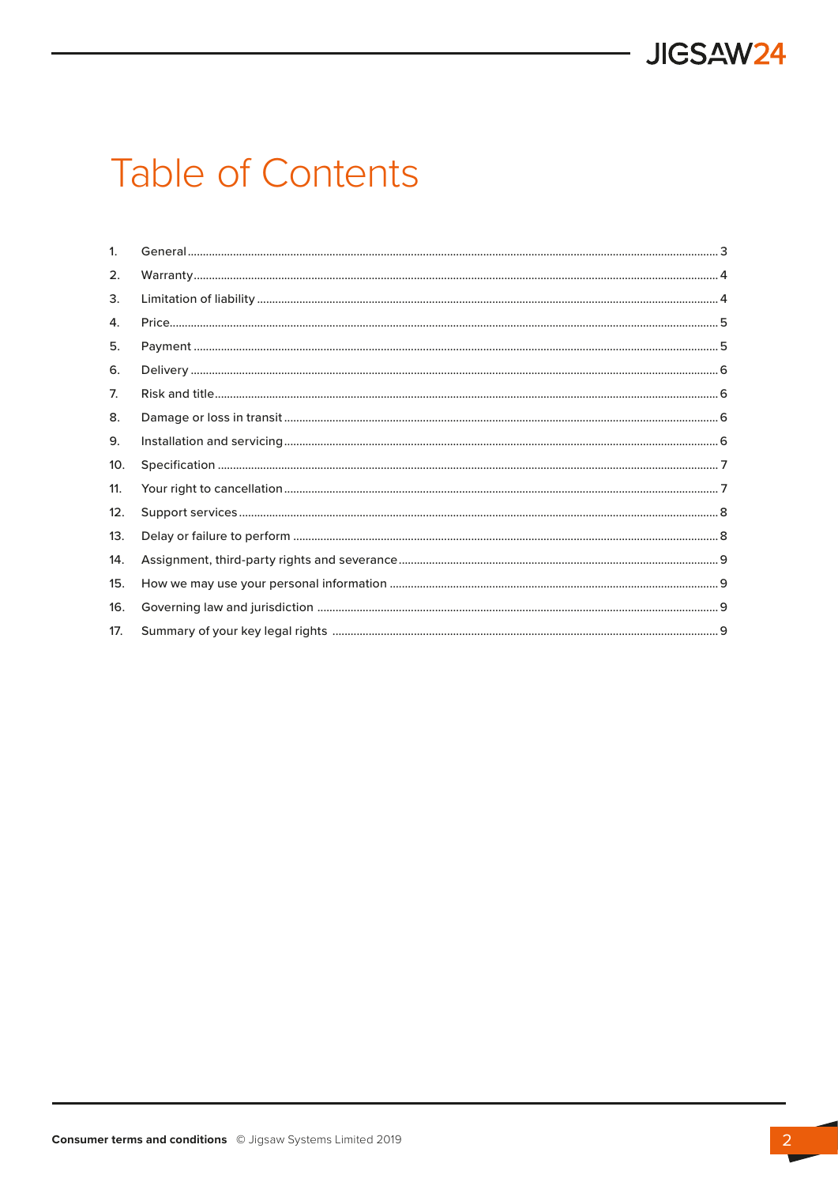# Table of Contents

1. General ........................................................................................................................................ 3
2. Warranty ...................................................................................................................................... 4
3. Limitation of liability ................................................................................................................... 4
4. Price ............................................................................................................................................ 5
5. Payment ...................................................................................................................................... 5
6. Delivery ....................................................................................................................................... 6
7. Risk and title ............................................................................................................................... 6
8. Damage or loss in transit ............................................................................................................ 6
9. Installation and servicing ............................................................................................................ 6
10. Specification .............................................................................................................................. 7
11. Your right to cancellation .......................................................................................................... 7
12. Support services ........................................................................................................................ 8
13. Delay or failure to perform ........................................................................................................ 8
14. Assignment, third-party rights and severance ........................................................................... 9
15. How we may use your personal information ............................................................................. 9
16. Governing law and jurisdiction .................................................................................................. 9
17. Summary of your key legal rights .............................................................................................. 9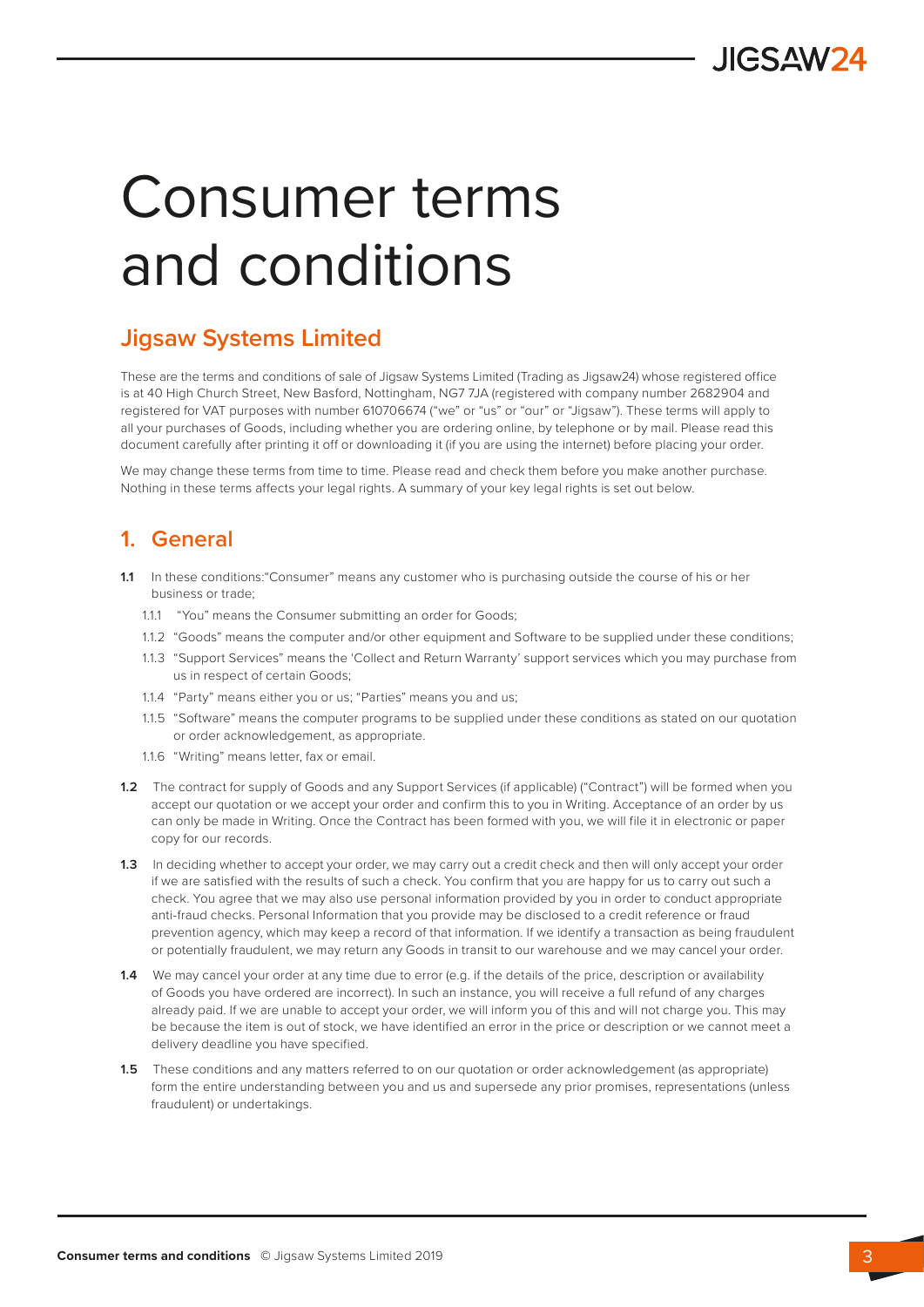# Consumer terms and conditions

## Jigsaw Systems Limited

These are the terms and conditions of sale of Jigsaw Systems Limited (Trading as Jigsaw24) whose registered office is at 40 High Church Street, New Basford, Nottingham, NG7 7JA (registered with company number 2682904 and registered for VAT purposes with number 610706674 ("we" or "us" or "our" or "Jigsaw"). These terms will apply to all your purchases of Goods, including whether you are ordering online, by telephone or by mail. Please read this document carefully after printing it off or downloading it (if you are using the internet) before placing your order.

We may change these terms from time to time. Please read and check them before you make another purchase. Nothing in these terms affects your legal rights. A summary of your key legal rights is set out below.

## 1. General

**1.1** In these conditions:"Consumer" means any customer who is purchasing outside the course of his or her business or trade;

- 1.1.1 "You" means the Consumer submitting an order for Goods;
- 1.1.2 "Goods" means the computer and/or other equipment and Software to be supplied under these conditions;
- 1.1.3 "Support Services" means the 'Collect and Return Warranty' support services which you may purchase from us in respect of certain Goods;
- 1.1.4 "Party" means either you or us; "Parties" means you and us;
- 1.1.5 "Software" means the computer programs to be supplied under these conditions as stated on our quotation or order acknowledgement, as appropriate.
- 1.1.6 "Writing" means letter, fax or email.

**1.2** The contract for supply of Goods and any Support Services (if applicable) ("Contract") will be formed when you accept our quotation or we accept your order and confirm this to you in Writing. Acceptance of an order by us can only be made in Writing. Once the Contract has been formed with you, we will file it in electronic or paper copy for our records.

**1.3** In deciding whether to accept your order, we may carry out a credit check and then will only accept your order if we are satisfied with the results of such a check. You confirm that you are happy for us to carry out such a check. You agree that we may also use personal information provided by you in order to conduct appropriate anti-fraud checks. Personal Information that you provide may be disclosed to a credit reference or fraud prevention agency, which may keep a record of that information. If we identify a transaction as being fraudulent or potentially fraudulent, we may return any Goods in transit to our warehouse and we may cancel your order.

**1.4** We may cancel your order at any time due to error (e.g. if the details of the price, description or availability of Goods you have ordered are incorrect). In such an instance, you will receive a full refund of any charges already paid. If we are unable to accept your order, we will inform you of this and will not charge you. This may be because the item is out of stock, we have identified an error in the price or description or we cannot meet a delivery deadline you have specified.

**1.5** These conditions and any matters referred to on our quotation or order acknowledgement (as appropriate) form the entire understanding between you and us and supersede any prior promises, representations (unless fraudulent) or undertakings.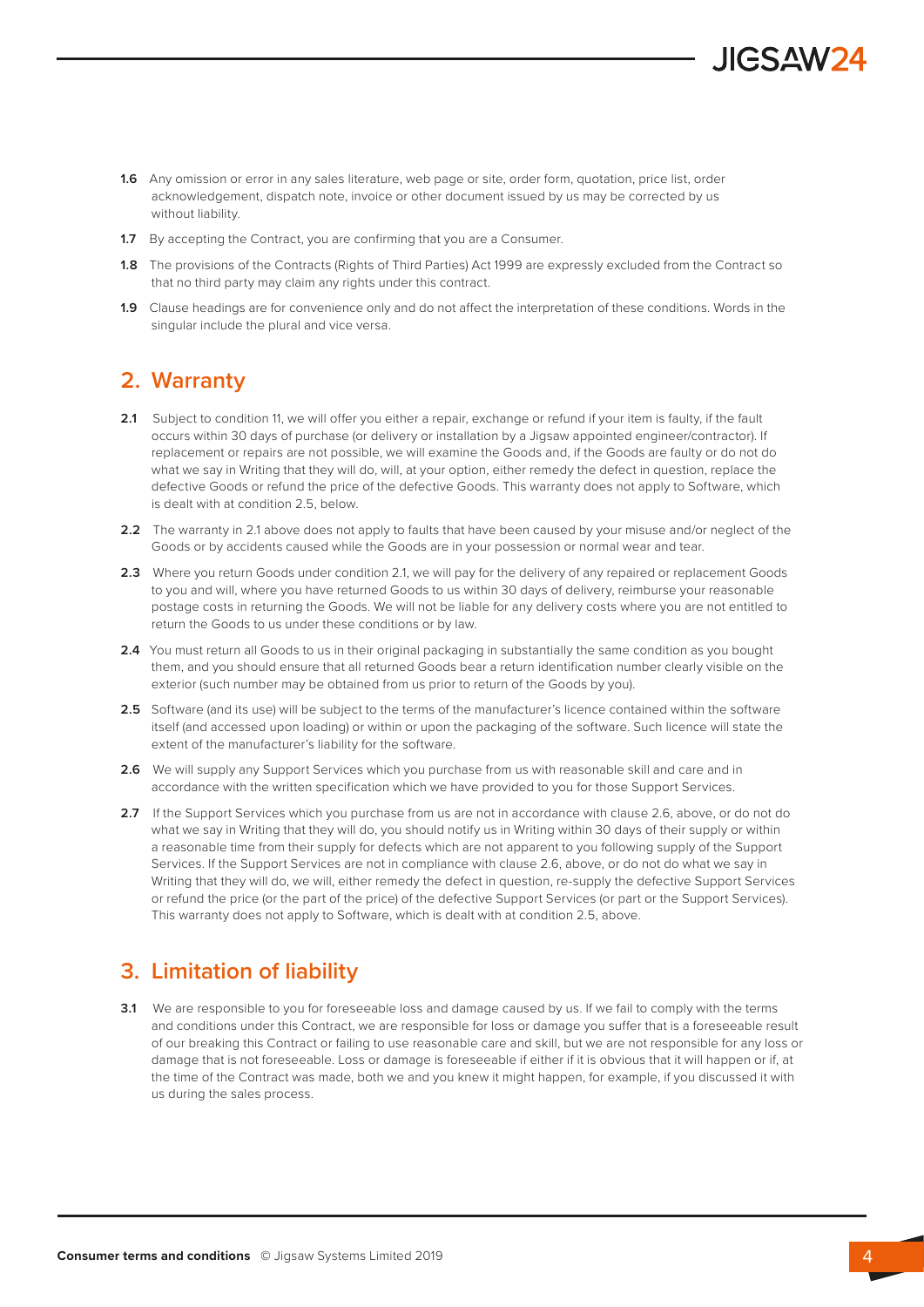**1.6** Any omission or error in any sales literature, web page or site, order form, quotation, price list, order acknowledgement, dispatch note, invoice or other document issued by us may be corrected by us without liability.

**1.7** By accepting the Contract, you are confirming that you are a Consumer.

**1.8** The provisions of the Contracts (Rights of Third Parties) Act 1999 are expressly excluded from the Contract so that no third party may claim any rights under this contract.

**1.9** Clause headings are for convenience only and do not affect the interpretation of these conditions. Words in the singular include the plural and vice versa.

## 2. Warranty

**2.1** Subject to condition 11, we will offer you either a repair, exchange or refund if your item is faulty, if the fault occurs within 30 days of purchase (or delivery or installation by a Jigsaw appointed engineer/contractor). If replacement or repairs are not possible, we will examine the Goods and, if the Goods are faulty or do not do what we say in Writing that they will do, will, at your option, either remedy the defect in question, replace the defective Goods or refund the price of the defective Goods. This warranty does not apply to Software, which is dealt with at condition 2.5, below.

**2.2** The warranty in 2.1 above does not apply to faults that have been caused by your misuse and/or neglect of the Goods or by accidents caused while the Goods are in your possession or normal wear and tear.

**2.3** Where you return Goods under condition 2.1, we will pay for the delivery of any repaired or replacement Goods to you and will, where you have returned Goods to us within 30 days of delivery, reimburse your reasonable postage costs in returning the Goods. We will not be liable for any delivery costs where you are not entitled to return the Goods to us under these conditions or by law.

**2.4** You must return all Goods to us in their original packaging in substantially the same condition as you bought them, and you should ensure that all returned Goods bear a return identification number clearly visible on the exterior (such number may be obtained from us prior to return of the Goods by you).

**2.5** Software (and its use) will be subject to the terms of the manufacturer's licence contained within the software itself (and accessed upon loading) or within or upon the packaging of the software. Such licence will state the extent of the manufacturer's liability for the software.

**2.6** We will supply any Support Services which you purchase from us with reasonable skill and care and in accordance with the written specification which we have provided to you for those Support Services.

**2.7** If the Support Services which you purchase from us are not in accordance with clause 2.6, above, or do not do what we say in Writing that they will do, you should notify us in Writing within 30 days of their supply or within a reasonable time from their supply for defects which are not apparent to you following supply of the Support Services. If the Support Services are not in compliance with clause 2.6, above, or do not do what we say in Writing that they will do, we will, either remedy the defect in question, re-supply the defective Support Services or refund the price (or the part of the price) of the defective Support Services (or part or the Support Services). This warranty does not apply to Software, which is dealt with at condition 2.5, above.

## 3. Limitation of liability

**3.1** We are responsible to you for foreseeable loss and damage caused by us. If we fail to comply with the terms and conditions under this Contract, we are responsible for loss or damage you suffer that is a foreseeable result of our breaking this Contract or failing to use reasonable care and skill, but we are not responsible for any loss or damage that is not foreseeable. Loss or damage is foreseeable if either if it is obvious that it will happen or if, at the time of the Contract was made, both we and you knew it might happen, for example, if you discussed it with us during the sales process.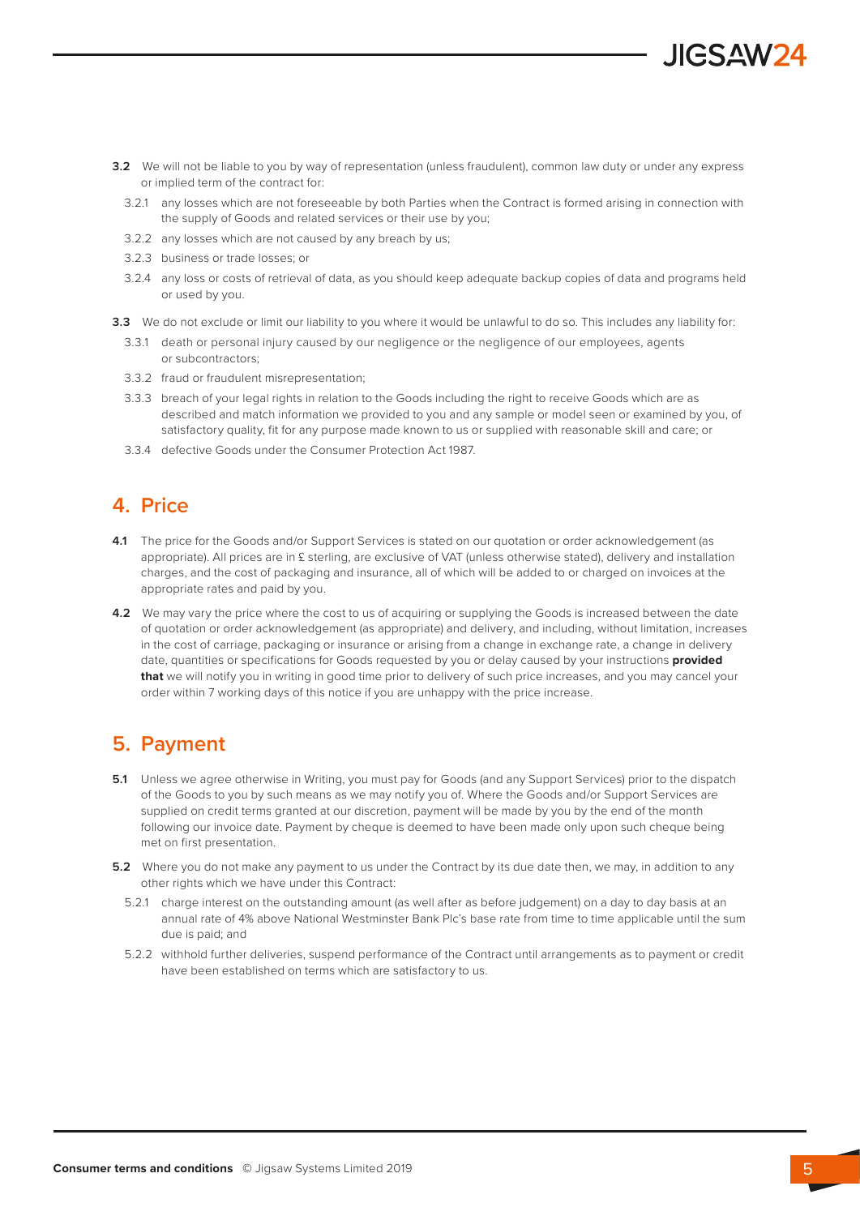**3.2** We will not be liable to you by way of representation (unless fraudulent), common law duty or under any express or implied term of the contract for:

3.2.1 any losses which are not foreseeable by both Parties when the Contract is formed arising in connection with the supply of Goods and related services or their use by you;

3.2.2 any losses which are not caused by any breach by us;

3.2.3 business or trade losses; or

3.2.4 any loss or costs of retrieval of data, as you should keep adequate backup copies of data and programs held or used by you.

**3.3** We do not exclude or limit our liability to you where it would be unlawful to do so. This includes any liability for:

3.3.1 death or personal injury caused by our negligence or the negligence of our employees, agents or subcontractors;

3.3.2 fraud or fraudulent misrepresentation;

3.3.3 breach of your legal rights in relation to the Goods including the right to receive Goods which are as described and match information we provided to you and any sample or model seen or examined by you, of satisfactory quality, fit for any purpose made known to us or supplied with reasonable skill and care; or

3.3.4 defective Goods under the Consumer Protection Act 1987.

## 4. Price

**4.1** The price for the Goods and/or Support Services is stated on our quotation or order acknowledgement (as appropriate). All prices are in £ sterling, are exclusive of VAT (unless otherwise stated), delivery and installation charges, and the cost of packaging and insurance, all of which will be added to or charged on invoices at the appropriate rates and paid by you.

**4.2** We may vary the price where the cost to us of acquiring or supplying the Goods is increased between the date of quotation or order acknowledgement (as appropriate) and delivery, and including, without limitation, increases in the cost of carriage, packaging or insurance or arising from a change in exchange rate, a change in delivery date, quantities or specifications for Goods requested by you or delay caused by your instructions **provided that** we will notify you in writing in good time prior to delivery of such price increases, and you may cancel your order within 7 working days of this notice if you are unhappy with the price increase.

## 5. Payment

**5.1** Unless we agree otherwise in Writing, you must pay for Goods (and any Support Services) prior to the dispatch of the Goods to you by such means as we may notify you of. Where the Goods and/or Support Services are supplied on credit terms granted at our discretion, payment will be made by you by the end of the month following our invoice date. Payment by cheque is deemed to have been made only upon such cheque being met on first presentation.

**5.2** Where you do not make any payment to us under the Contract by its due date then, we may, in addition to any other rights which we have under this Contract:

5.2.1 charge interest on the outstanding amount (as well after as before judgement) on a day to day basis at an annual rate of 4% above National Westminster Bank Plc's base rate from time to time applicable until the sum due is paid; and

5.2.2 withhold further deliveries, suspend performance of the Contract until arrangements as to payment or credit have been established on terms which are satisfactory to us.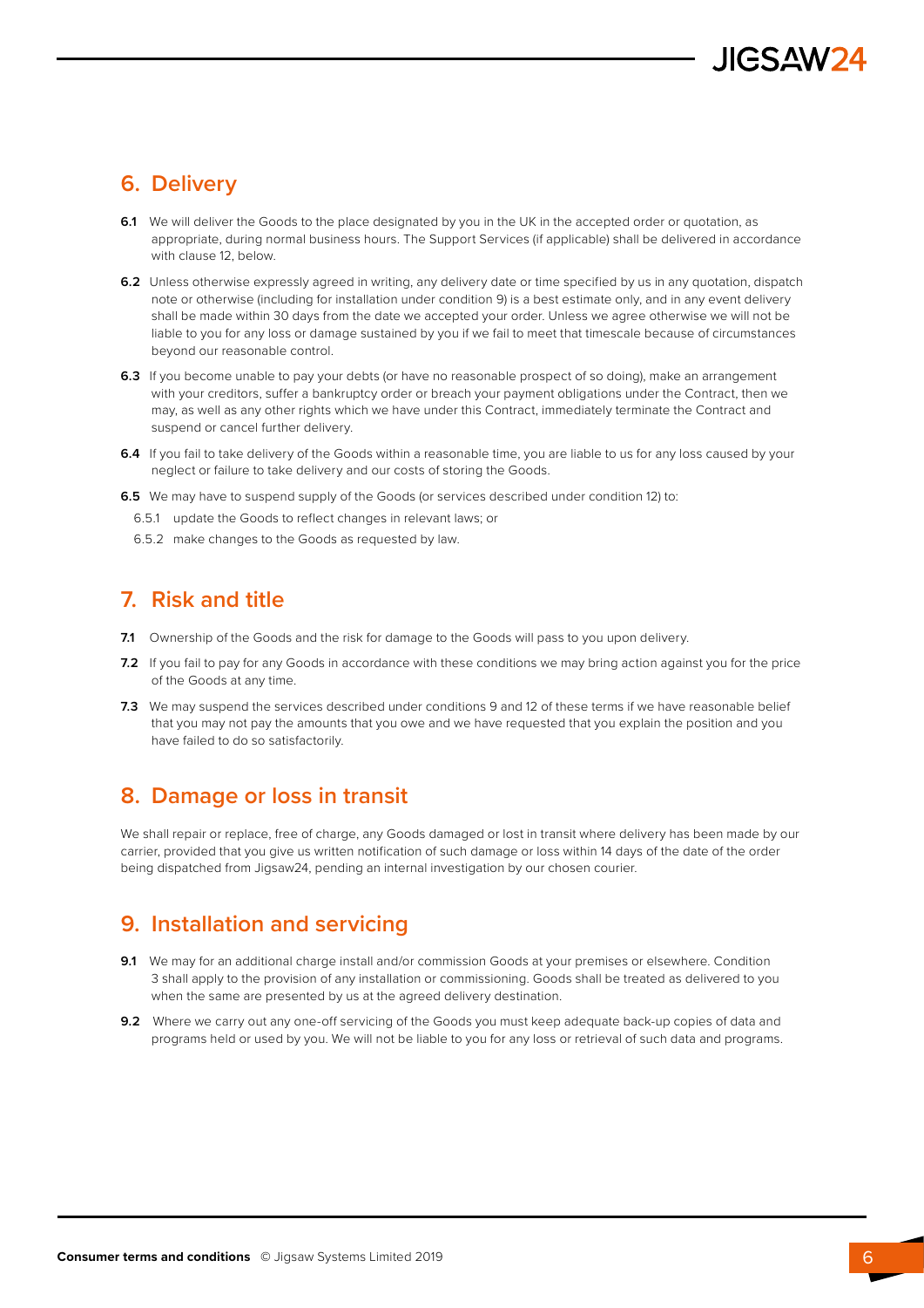## 6. Delivery

**6.1** We will deliver the Goods to the place designated by you in the UK in the accepted order or quotation, as appropriate, during normal business hours. The Support Services (if applicable) shall be delivered in accordance with clause 12, below.

**6.2** Unless otherwise expressly agreed in writing, any delivery date or time specified by us in any quotation, dispatch note or otherwise (including for installation under condition 9) is a best estimate only, and in any event delivery shall be made within 30 days from the date we accepted your order. Unless we agree otherwise we will not be liable to you for any loss or damage sustained by you if we fail to meet that timescale because of circumstances beyond our reasonable control.

**6.3** If you become unable to pay your debts (or have no reasonable prospect of so doing), make an arrangement with your creditors, suffer a bankruptcy order or breach your payment obligations under the Contract, then we may, as well as any other rights which we have under this Contract, immediately terminate the Contract and suspend or cancel further delivery.

**6.4** If you fail to take delivery of the Goods within a reasonable time, you are liable to us for any loss caused by your neglect or failure to take delivery and our costs of storing the Goods.

**6.5** We may have to suspend supply of the Goods (or services described under condition 12) to:

6.5.1 update the Goods to reflect changes in relevant laws; or

6.5.2 make changes to the Goods as requested by law.

## 7. Risk and title

**7.1** Ownership of the Goods and the risk for damage to the Goods will pass to you upon delivery.

**7.2** If you fail to pay for any Goods in accordance with these conditions we may bring action against you for the price of the Goods at any time.

**7.3** We may suspend the services described under conditions 9 and 12 of these terms if we have reasonable belief that you may not pay the amounts that you owe and we have requested that you explain the position and you have failed to do so satisfactorily.

## 8. Damage or loss in transit

We shall repair or replace, free of charge, any Goods damaged or lost in transit where delivery has been made by our carrier, provided that you give us written notification of such damage or loss within 14 days of the date of the order being dispatched from Jigsaw24, pending an internal investigation by our chosen courier.

## 9. Installation and servicing

**9.1** We may for an additional charge install and/or commission Goods at your premises or elsewhere. Condition 3 shall apply to the provision of any installation or commissioning. Goods shall be treated as delivered to you when the same are presented by us at the agreed delivery destination.

**9.2** Where we carry out any one-off servicing of the Goods you must keep adequate back-up copies of data and programs held or used by you. We will not be liable to you for any loss or retrieval of such data and programs.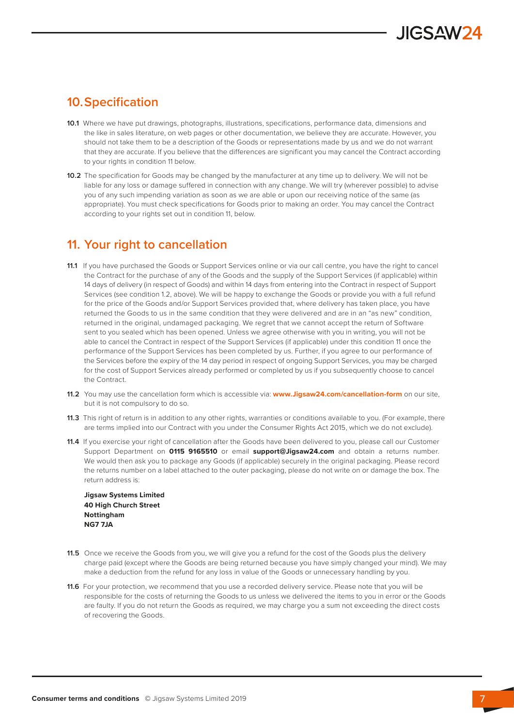## 10. Specification

**10.1** Where we have put drawings, photographs, illustrations, specifications, performance data, dimensions and the like in sales literature, on web pages or other documentation, we believe they are accurate. However, you should not take them to be a description of the Goods or representations made by us and we do not warrant that they are accurate. If you believe that the differences are significant you may cancel the Contract according to your rights in condition 11 below.

**10.2** The specification for Goods may be changed by the manufacturer at any time up to delivery. We will not be liable for any loss or damage suffered in connection with any change. We will try (wherever possible) to advise you of any such impending variation as soon as we are able or upon our receiving notice of the same (as appropriate). You must check specifications for Goods prior to making an order. You may cancel the Contract according to your rights set out in condition 11, below.

## 11. Your right to cancellation

**11.1** If you have purchased the Goods or Support Services online or via our call centre, you have the right to cancel the Contract for the purchase of any of the Goods and the supply of the Support Services (if applicable) within 14 days of delivery (in respect of Goods) and within 14 days from entering into the Contract in respect of Support Services (see condition 1.2, above). We will be happy to exchange the Goods or provide you with a full refund for the price of the Goods and/or Support Services provided that, where delivery has taken place, you have returned the Goods to us in the same condition that they were delivered and are in an "as new" condition, returned in the original, undamaged packaging. We regret that we cannot accept the return of Software sent to you sealed which has been opened. Unless we agree otherwise with you in writing, you will not be able to cancel the Contract in respect of the Support Services (if applicable) under this condition 11 once the performance of the Support Services has been completed by us. Further, if you agree to our performance of the Services before the expiry of the 14 day period in respect of ongoing Support Services, you may be charged for the cost of Support Services already performed or completed by us if you subsequently choose to cancel the Contract.

**11.2** You may use the cancellation form which is accessible via: **www.Jigsaw24.com/cancellation-form** on our site, but it is not compulsory to do so.

**11.3** This right of return is in addition to any other rights, warranties or conditions available to you. (For example, there are terms implied into our Contract with you under the Consumer Rights Act 2015, which we do not exclude).

**11.4** If you exercise your right of cancellation after the Goods have been delivered to you, please call our Customer Support Department on **0115 9165510** or email **support@Jigsaw24.com** and obtain a returns number. We would then ask you to package any Goods (if applicable) securely in the original packaging. Please record the returns number on a label attached to the outer packaging, please do not write on or damage the box. The return address is:

**Jigsaw Systems Limited**
**40 High Church Street**
**Nottingham**
**NG7 7JA**

**11.5** Once we receive the Goods from you, we will give you a refund for the cost of the Goods plus the delivery charge paid (except where the Goods are being returned because you have simply changed your mind). We may make a deduction from the refund for any loss in value of the Goods or unnecessary handling by you.

**11.6** For your protection, we recommend that you use a recorded delivery service. Please note that you will be responsible for the costs of returning the Goods to us unless we delivered the items to you in error or the Goods are faulty. If you do not return the Goods as required, we may charge you a sum not exceeding the direct costs of recovering the Goods.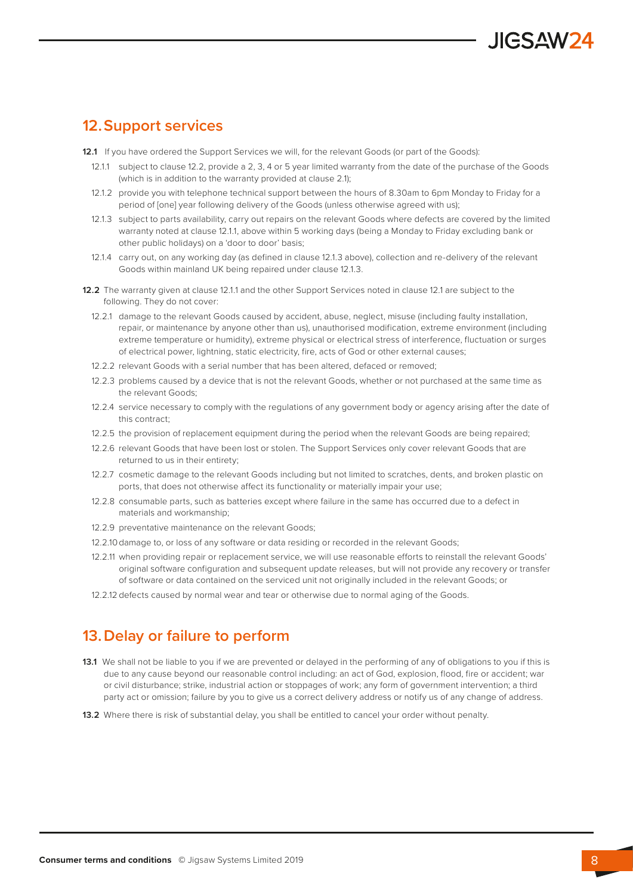## 12. Support services

**12.1** If you have ordered the Support Services we will, for the relevant Goods (or part of the Goods):

12.1.1 subject to clause 12.2, provide a 2, 3, 4 or 5 year limited warranty from the date of the purchase of the Goods (which is in addition to the warranty provided at clause 2.1);

12.1.2 provide you with telephone technical support between the hours of 8.30am to 6pm Monday to Friday for a period of [one] year following delivery of the Goods (unless otherwise agreed with us);

12.1.3 subject to parts availability, carry out repairs on the relevant Goods where defects are covered by the limited warranty noted at clause 12.1.1, above within 5 working days (being a Monday to Friday excluding bank or other public holidays) on a 'door to door' basis;

12.1.4 carry out, on any working day (as defined in clause 12.1.3 above), collection and re-delivery of the relevant Goods within mainland UK being repaired under clause 12.1.3.

**12.2** The warranty given at clause 12.1.1 and the other Support Services noted in clause 12.1 are subject to the following. They do not cover:

12.2.1 damage to the relevant Goods caused by accident, abuse, neglect, misuse (including faulty installation, repair, or maintenance by anyone other than us), unauthorised modification, extreme environment (including extreme temperature or humidity), extreme physical or electrical stress of interference, fluctuation or surges of electrical power, lightning, static electricity, fire, acts of God or other external causes;

12.2.2 relevant Goods with a serial number that has been altered, defaced or removed;

12.2.3 problems caused by a device that is not the relevant Goods, whether or not purchased at the same time as the relevant Goods;

12.2.4 service necessary to comply with the regulations of any government body or agency arising after the date of this contract;

12.2.5 the provision of replacement equipment during the period when the relevant Goods are being repaired;

12.2.6 relevant Goods that have been lost or stolen. The Support Services only cover relevant Goods that are returned to us in their entirety;

12.2.7 cosmetic damage to the relevant Goods including but not limited to scratches, dents, and broken plastic on ports, that does not otherwise affect its functionality or materially impair your use;

12.2.8 consumable parts, such as batteries except where failure in the same has occurred due to a defect in materials and workmanship;

12.2.9 preventative maintenance on the relevant Goods;

12.2.10 damage to, or loss of any software or data residing or recorded in the relevant Goods;

12.2.11 when providing repair or replacement service, we will use reasonable efforts to reinstall the relevant Goods' original software configuration and subsequent update releases, but will not provide any recovery or transfer of software or data contained on the serviced unit not originally included in the relevant Goods; or

12.2.12 defects caused by normal wear and tear or otherwise due to normal aging of the Goods.

## 13. Delay or failure to perform

**13.1** We shall not be liable to you if we are prevented or delayed in the performing of any of obligations to you if this is due to any cause beyond our reasonable control including: an act of God, explosion, flood, fire or accident; war or civil disturbance; strike, industrial action or stoppages of work; any form of government intervention; a third party act or omission; failure by you to give us a correct delivery address or notify us of any change of address.

**13.2** Where there is risk of substantial delay, you shall be entitled to cancel your order without penalty.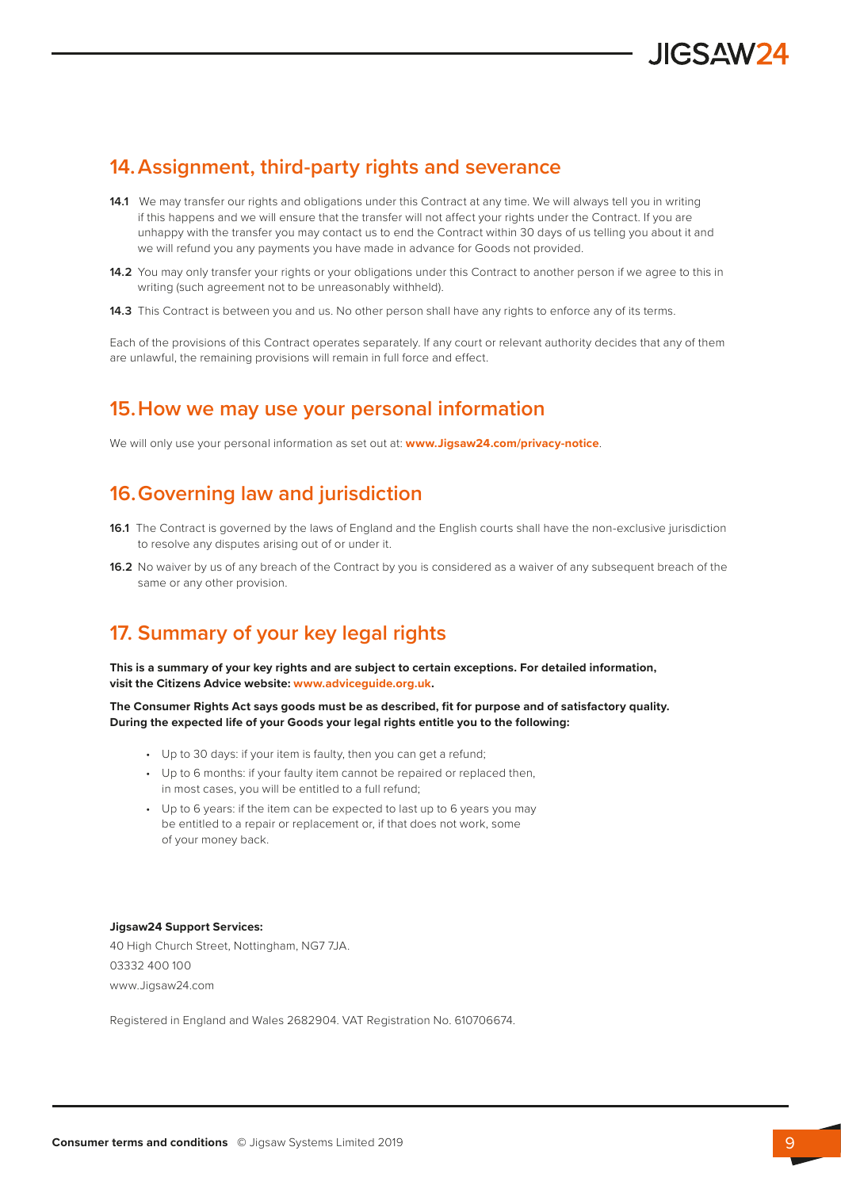## 14. Assignment, third-party rights and severance

**14.1** We may transfer our rights and obligations under this Contract at any time. We will always tell you in writing if this happens and we will ensure that the transfer will not affect your rights under the Contract. If you are unhappy with the transfer you may contact us to end the Contract within 30 days of us telling you about it and we will refund you any payments you have made in advance for Goods not provided.

**14.2** You may only transfer your rights or your obligations under this Contract to another person if we agree to this in writing (such agreement not to be unreasonably withheld).

**14.3** This Contract is between you and us. No other person shall have any rights to enforce any of its terms.

Each of the provisions of this Contract operates separately. If any court or relevant authority decides that any of them are unlawful, the remaining provisions will remain in full force and effect.

## 15. How we may use your personal information

We will only use your personal information as set out at: **www.Jigsaw24.com/privacy-notice**.

## 16. Governing law and jurisdiction

**16.1** The Contract is governed by the laws of England and the English courts shall have the non-exclusive jurisdiction to resolve any disputes arising out of or under it.

**16.2** No waiver by us of any breach of the Contract by you is considered as a waiver of any subsequent breach of the same or any other provision.

## 17. Summary of your key legal rights

**This is a summary of your key rights and are subject to certain exceptions. For detailed information, visit the Citizens Advice website: www.adviceguide.org.uk.**

**The Consumer Rights Act says goods must be as described, fit for purpose and of satisfactory quality. During the expected life of your Goods your legal rights entitle you to the following:**

- Up to 30 days: if your item is faulty, then you can get a refund;
- Up to 6 months: if your faulty item cannot be repaired or replaced then, in most cases, you will be entitled to a full refund;
- Up to 6 years: if the item can be expected to last up to 6 years you may be entitled to a repair or replacement or, if that does not work, some of your money back.

**Jigsaw24 Support Services:**
40 High Church Street, Nottingham, NG7 7JA.
03332 400 100
www.Jigsaw24.com

Registered in England and Wales 2682904. VAT Registration No. 610706674.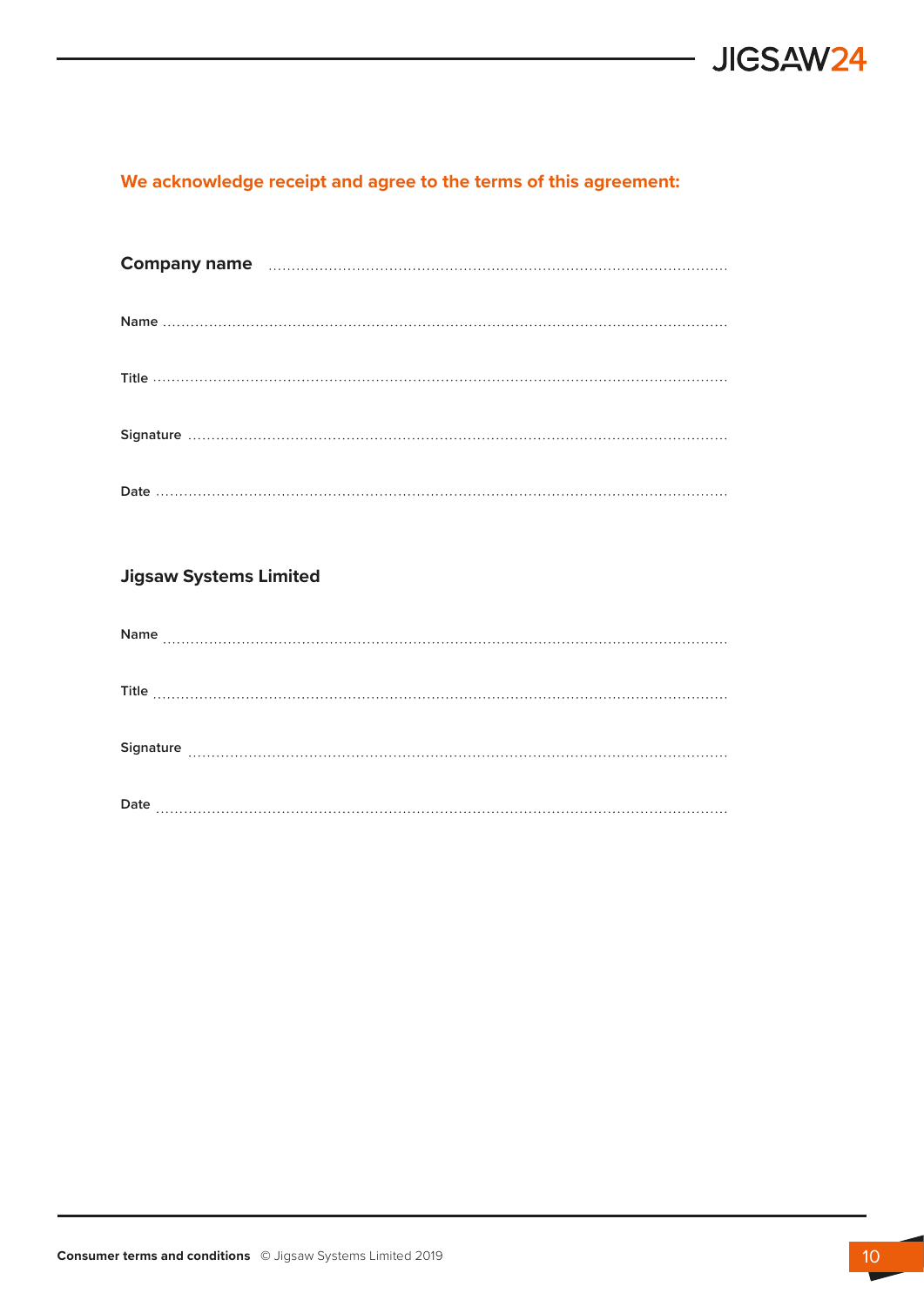**We acknowledge receipt and agree to the terms of this agreement:**

**Company name** ..............................................................................................

**Name** ..............................................................................................

**Title** ..............................................................................................

**Signature** ..............................................................................................

**Date** ..............................................................................................

## Jigsaw Systems Limited

**Name** ..............................................................................................

**Title** ..............................................................................................

**Signature** ..............................................................................................

**Date** ..............................................................................................